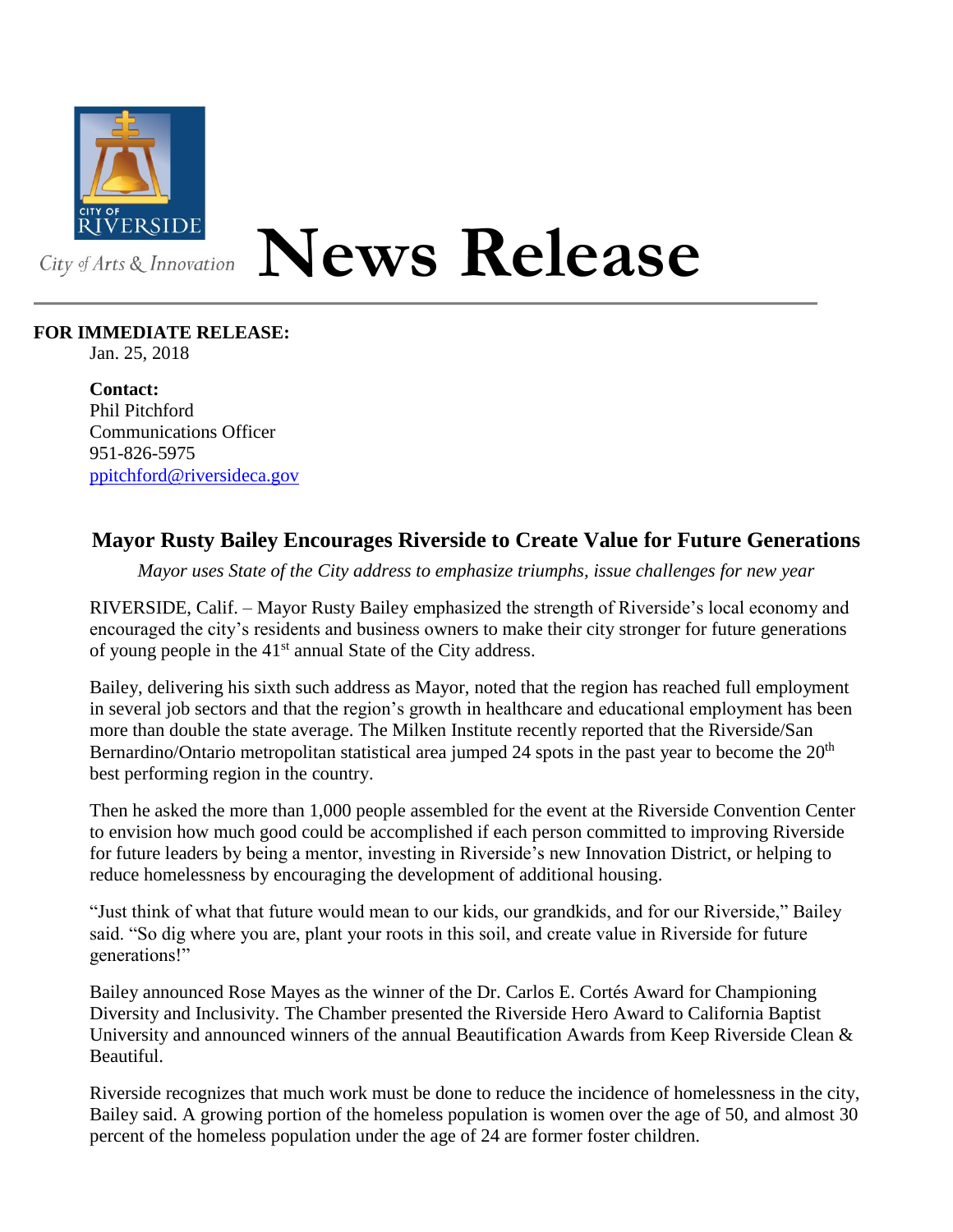CITY OF RIVERSIDE

City of Arts & Innovation

# News Release

**FOR IMMEDIATE RELEASE:**
Jan. 25, 2018

**Contact:**
Phil Pitchford
Communications Officer
951-826-5975
ppitchford@riversideca.gov

## Mayor Rusty Bailey Encourages Riverside to Create Value for Future Generations

*Mayor uses State of the City address to emphasize triumphs, issue challenges for new year*

RIVERSIDE, Calif. – Mayor Rusty Bailey emphasized the strength of Riverside's local economy and encouraged the city's residents and business owners to make their city stronger for future generations of young people in the 41st annual State of the City address.

Bailey, delivering his sixth such address as Mayor, noted that the region has reached full employment in several job sectors and that the region's growth in healthcare and educational employment has been more than double the state average. The Milken Institute recently reported that the Riverside/San Bernardino/Ontario metropolitan statistical area jumped 24 spots in the past year to become the 20th best performing region in the country.

Then he asked the more than 1,000 people assembled for the event at the Riverside Convention Center to envision how much good could be accomplished if each person committed to improving Riverside for future leaders by being a mentor, investing in Riverside's new Innovation District, or helping to reduce homelessness by encouraging the development of additional housing.

"Just think of what that future would mean to our kids, our grandkids, and for our Riverside," Bailey said. "So dig where you are, plant your roots in this soil, and create value in Riverside for future generations!"

Bailey announced Rose Mayes as the winner of the Dr. Carlos E. Cortés Award for Championing Diversity and Inclusivity. The Chamber presented the Riverside Hero Award to California Baptist University and announced winners of the annual Beautification Awards from Keep Riverside Clean & Beautiful.

Riverside recognizes that much work must be done to reduce the incidence of homelessness in the city, Bailey said. A growing portion of the homeless population is women over the age of 50, and almost 30 percent of the homeless population under the age of 24 are former foster children.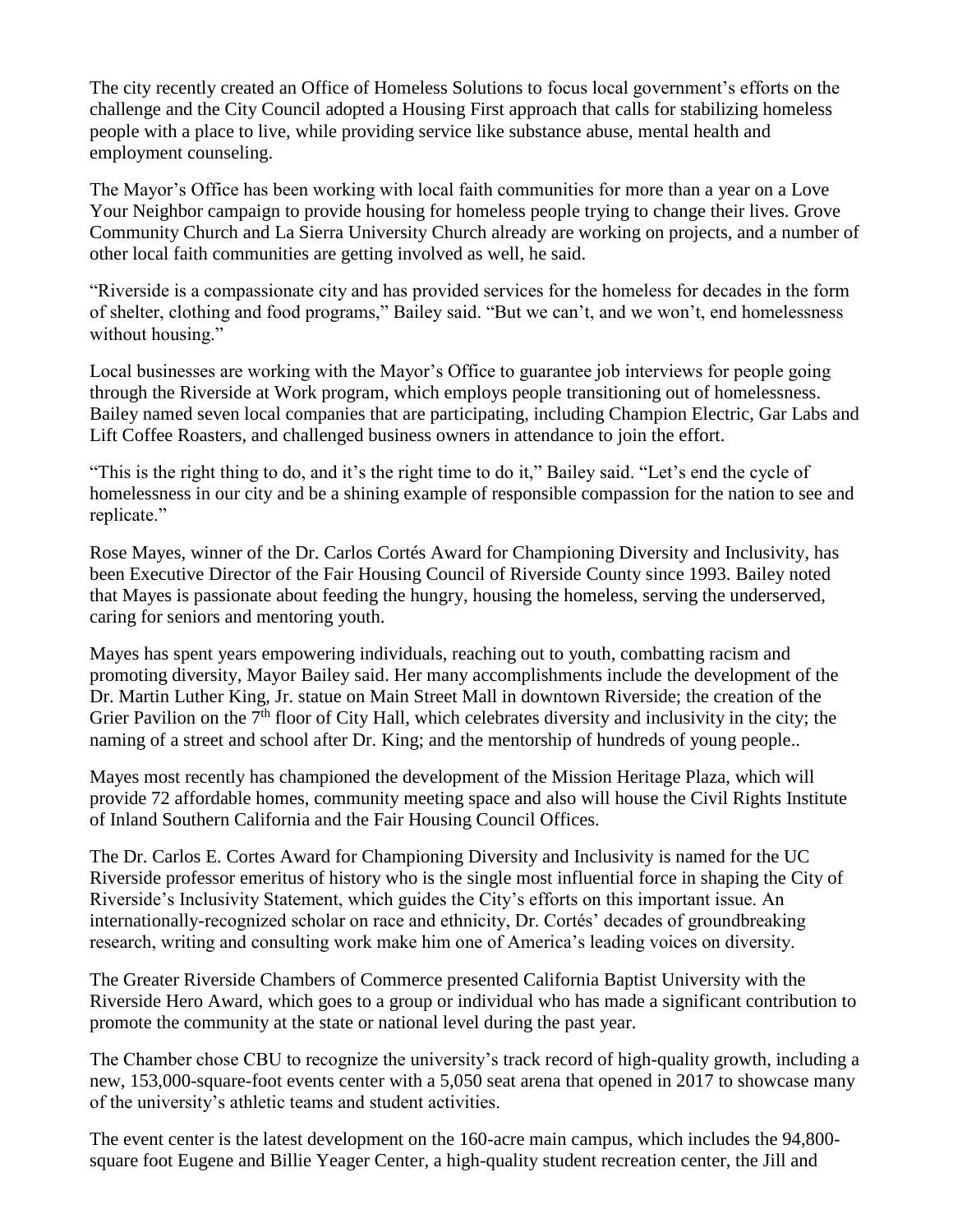The city recently created an Office of Homeless Solutions to focus local government's efforts on the challenge and the City Council adopted a Housing First approach that calls for stabilizing homeless people with a place to live, while providing service like substance abuse, mental health and employment counseling.

The Mayor's Office has been working with local faith communities for more than a year on a Love Your Neighbor campaign to provide housing for homeless people trying to change their lives. Grove Community Church and La Sierra University Church already are working on projects, and a number of other local faith communities are getting involved as well, he said.

"Riverside is a compassionate city and has provided services for the homeless for decades in the form of shelter, clothing and food programs," Bailey said. "But we can't, and we won't, end homelessness without housing."

Local businesses are working with the Mayor's Office to guarantee job interviews for people going through the Riverside at Work program, which employs people transitioning out of homelessness. Bailey named seven local companies that are participating, including Champion Electric, Gar Labs and Lift Coffee Roasters, and challenged business owners in attendance to join the effort.

"This is the right thing to do, and it's the right time to do it," Bailey said. "Let's end the cycle of homelessness in our city and be a shining example of responsible compassion for the nation to see and replicate."

Rose Mayes, winner of the Dr. Carlos Cortés Award for Championing Diversity and Inclusivity, has been Executive Director of the Fair Housing Council of Riverside County since 1993. Bailey noted that Mayes is passionate about feeding the hungry, housing the homeless, serving the underserved, caring for seniors and mentoring youth.

Mayes has spent years empowering individuals, reaching out to youth, combatting racism and promoting diversity, Mayor Bailey said. Her many accomplishments include the development of the Dr. Martin Luther King, Jr. statue on Main Street Mall in downtown Riverside; the creation of the Grier Pavilion on the 7th floor of City Hall, which celebrates diversity and inclusivity in the city; the naming of a street and school after Dr. King; and the mentorship of hundreds of young people..

Mayes most recently has championed the development of the Mission Heritage Plaza, which will provide 72 affordable homes, community meeting space and also will house the Civil Rights Institute of Inland Southern California and the Fair Housing Council Offices.

The Dr. Carlos E. Cortes Award for Championing Diversity and Inclusivity is named for the UC Riverside professor emeritus of history who is the single most influential force in shaping the City of Riverside's Inclusivity Statement, which guides the City's efforts on this important issue. An internationally-recognized scholar on race and ethnicity, Dr. Cortés' decades of groundbreaking research, writing and consulting work make him one of America's leading voices on diversity.

The Greater Riverside Chambers of Commerce presented California Baptist University with the Riverside Hero Award, which goes to a group or individual who has made a significant contribution to promote the community at the state or national level during the past year.

The Chamber chose CBU to recognize the university's track record of high-quality growth, including a new, 153,000-square-foot events center with a 5,050 seat arena that opened in 2017 to showcase many of the university's athletic teams and student activities.

The event center is the latest development on the 160-acre main campus, which includes the 94,800-square foot Eugene and Billie Yeager Center, a high-quality student recreation center, the Jill and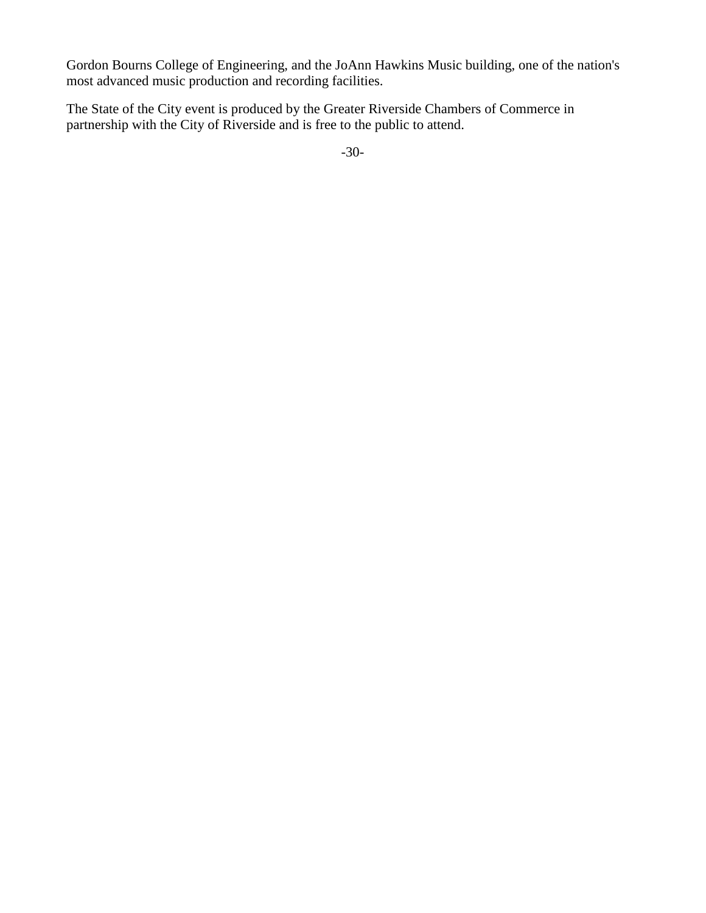Gordon Bourns College of Engineering, and the JoAnn Hawkins Music building, one of the nation's most advanced music production and recording facilities.

The State of the City event is produced by the Greater Riverside Chambers of Commerce in partnership with the City of Riverside and is free to the public to attend.

-30-